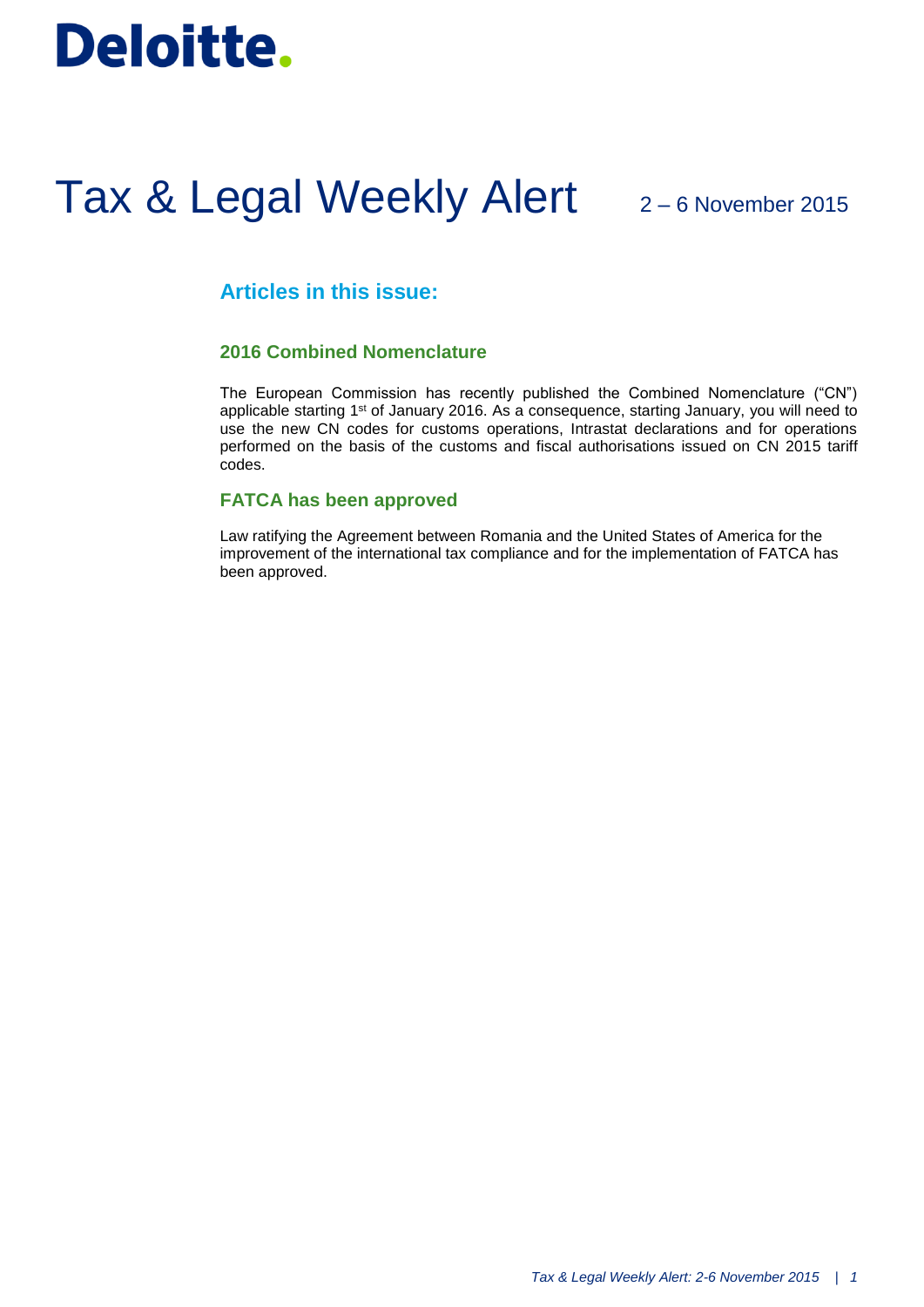Deloitte.

# Tax & Legal Weekly Alert

2 – 6 November 2015

## Articles in this issue:

### 2016 Combined Nomenclature

The European Commission has recently published the Combined Nomenclature ("CN") applicable starting 1st of January 2016. As a consequence, starting January, you will need to use the new CN codes for customs operations, Intrastat declarations and for operations performed on the basis of the customs and fiscal authorisations issued on CN 2015 tariff codes.

### FATCA has been approved

Law ratifying the Agreement between Romania and the United States of America for the improvement of the international tax compliance and for the implementation of FATCA has been approved.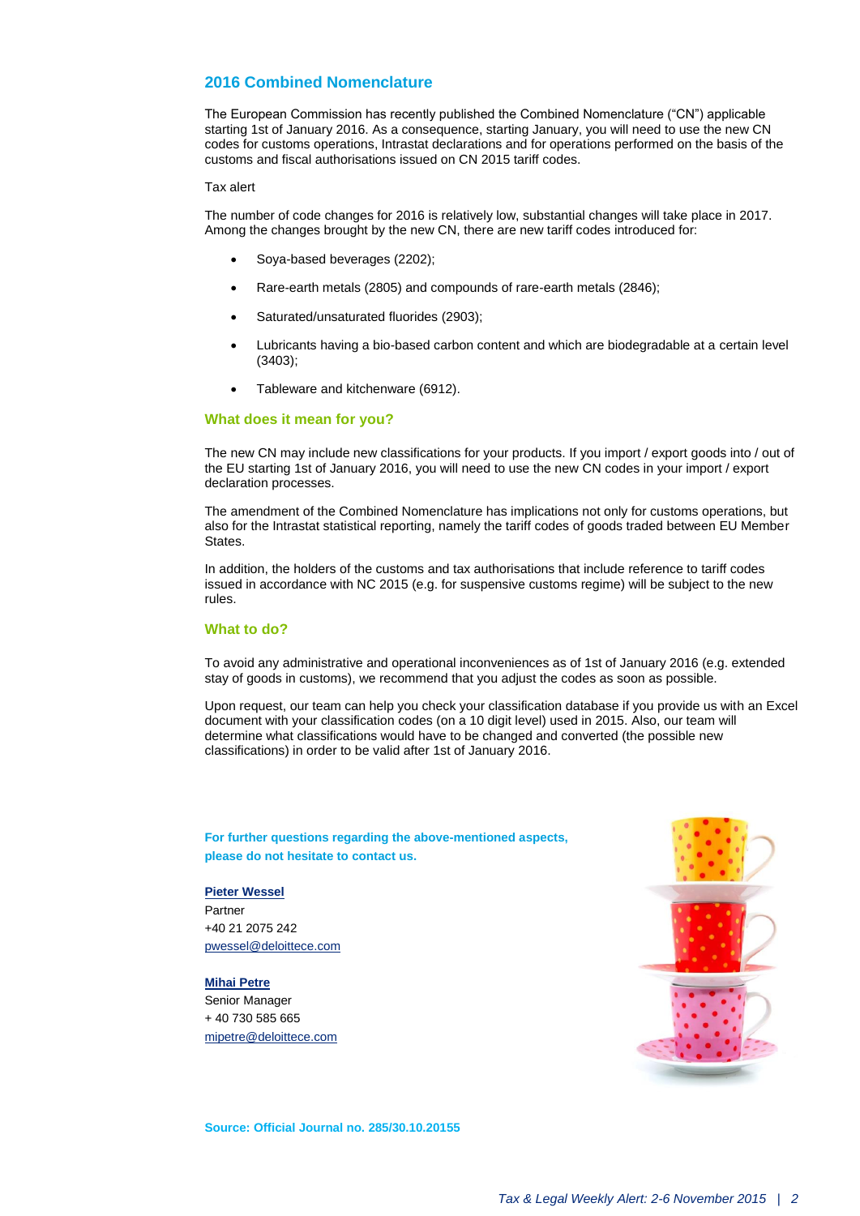## 2016 Combined Nomenclature

The European Commission has recently published the Combined Nomenclature ("CN") applicable starting 1st of January 2016. As a consequence, starting January, you will need to use the new CN codes for customs operations, Intrastat declarations and for operations performed on the basis of the customs and fiscal authorisations issued on CN 2015 tariff codes.

Tax alert

The number of code changes for 2016 is relatively low, substantial changes will take place in 2017. Among the changes brought by the new CN, there are new tariff codes introduced for:

- Soya-based beverages (2202);
- Rare-earth metals (2805) and compounds of rare-earth metals (2846);
- Saturated/unsaturated fluorides (2903);
- Lubricants having a bio-based carbon content and which are biodegradable at a certain level (3403);
- Tableware and kitchenware (6912).

### What does it mean for you?

The new CN may include new classifications for your products. If you import / export goods into / out of the EU starting 1st of January 2016, you will need to use the new CN codes in your import / export declaration processes.

The amendment of the Combined Nomenclature has implications not only for customs operations, but also for the Intrastat statistical reporting, namely the tariff codes of goods traded between EU Member States.

In addition, the holders of the customs and tax authorisations that include reference to tariff codes issued in accordance with NC 2015 (e.g. for suspensive customs regime) will be subject to the new rules.

### What to do?

To avoid any administrative and operational inconveniences as of 1st of January 2016 (e.g. extended stay of goods in customs), we recommend that you adjust the codes as soon as possible.

Upon request, our team can help you check your classification database if you provide us with an Excel document with your classification codes (on a 10 digit level) used in 2015. Also, our team will determine what classifications would have to be changed and converted (the possible new classifications) in order to be valid after 1st of January 2016.

**For further questions regarding the above-mentioned aspects, please do not hesitate to contact us.**

**Pieter Wessel**
Partner
+40 21 2075 242
pwessel@deloittece.com

**Mihai Petre**
Senior Manager
+ 40 730 585 665
mipetre@deloittece.com

**Source: Official Journal no. 285/30.10.20155**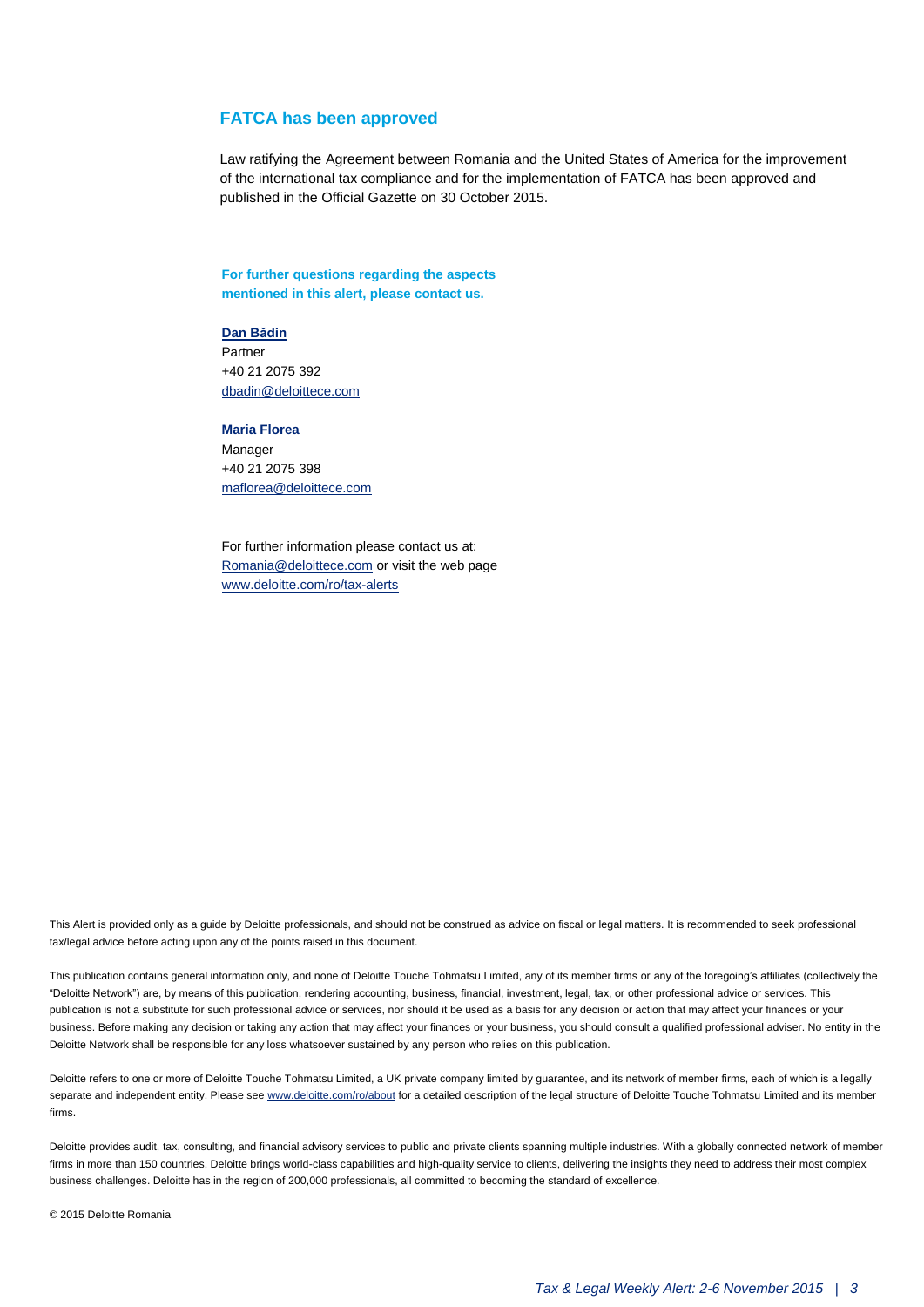## FATCA has been approved

Law ratifying the Agreement between Romania and the United States of America for the improvement of the international tax compliance and for the implementation of FATCA has been approved and published in the Official Gazette on 30 October 2015.

**For further questions regarding the aspects mentioned in this alert, please contact us.**

**Dan Bădin**
Partner
+40 21 2075 392
dbadin@deloittece.com

**Maria Florea**
Manager
+40 21 2075 398
maflorea@deloittece.com

For further information please contact us at:
Romania@deloittece.com or visit the web page
www.deloitte.com/ro/tax-alerts

This Alert is provided only as a guide by Deloitte professionals, and should not be construed as advice on fiscal or legal matters. It is recommended to seek professional tax/legal advice before acting upon any of the points raised in this document.

This publication contains general information only, and none of Deloitte Touche Tohmatsu Limited, any of its member firms or any of the foregoing's affiliates (collectively the "Deloitte Network") are, by means of this publication, rendering accounting, business, financial, investment, legal, tax, or other professional advice or services. This publication is not a substitute for such professional advice or services, nor should it be used as a basis for any decision or action that may affect your finances or your business. Before making any decision or taking any action that may affect your finances or your business, you should consult a qualified professional adviser. No entity in the Deloitte Network shall be responsible for any loss whatsoever sustained by any person who relies on this publication.

Deloitte refers to one or more of Deloitte Touche Tohmatsu Limited, a UK private company limited by guarantee, and its network of member firms, each of which is a legally separate and independent entity. Please see www.deloitte.com/ro/about for a detailed description of the legal structure of Deloitte Touche Tohmatsu Limited and its member firms.

Deloitte provides audit, tax, consulting, and financial advisory services to public and private clients spanning multiple industries. With a globally connected network of member firms in more than 150 countries, Deloitte brings world-class capabilities and high-quality service to clients, delivering the insights they need to address their most complex business challenges. Deloitte has in the region of 200,000 professionals, all committed to becoming the standard of excellence.

© 2015 Deloitte Romania